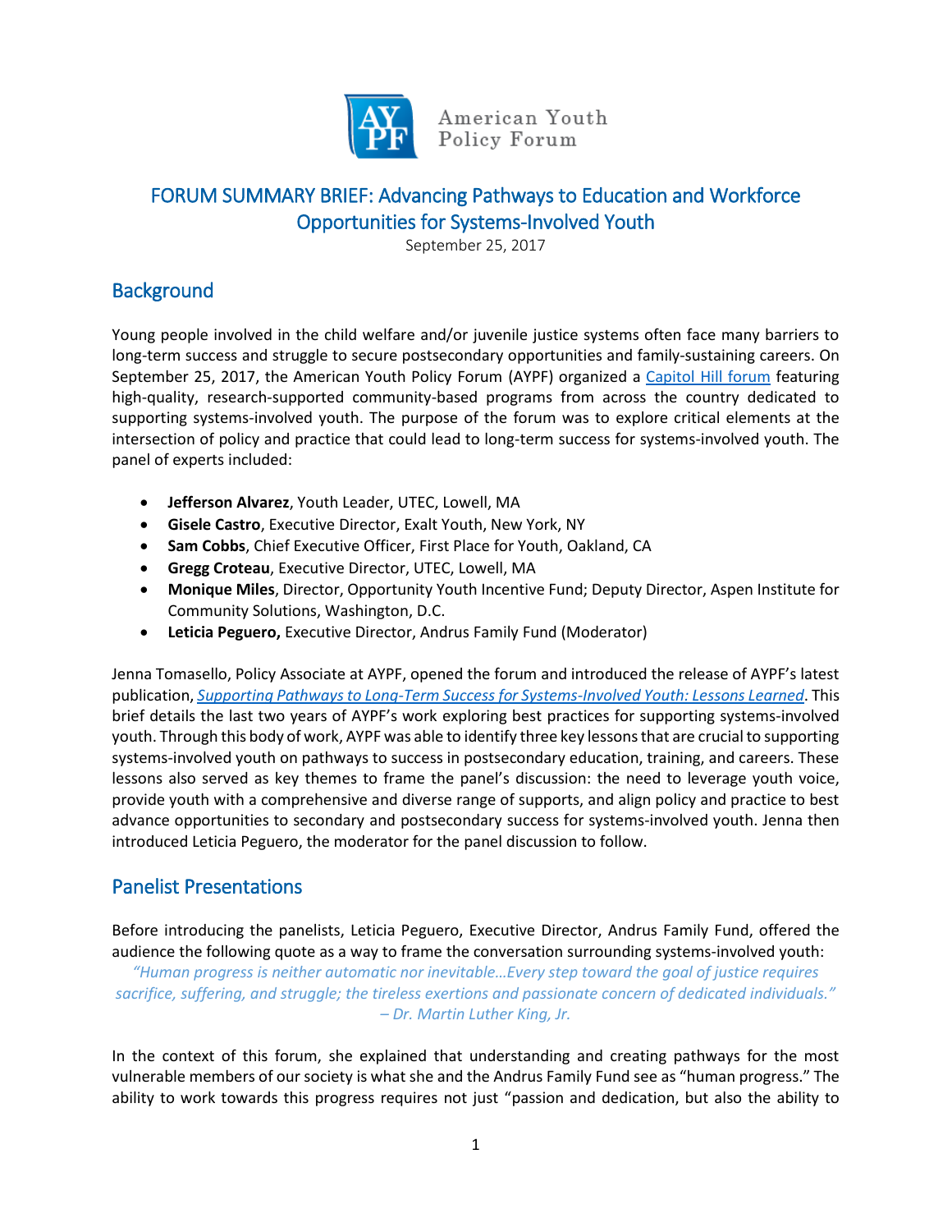American Youth Policy Forum

# FORUM SUMMARY BRIEF: Advancing Pathways to Education and Workforce Opportunities for Systems-Involved Youth

September 25, 2017

## Background

Young people involved in the child welfare and/or juvenile justice systems often face many barriers to long-term success and struggle to secure postsecondary opportunities and family-sustaining careers. On September 25, 2017, the American Youth Policy Forum (AYPF) organized a Capitol Hill forum featuring high-quality, research-supported community-based programs from across the country dedicated to supporting systems-involved youth. The purpose of the forum was to explore critical elements at the intersection of policy and practice that could lead to long-term success for systems-involved youth. The panel of experts included:

- **Jefferson Alvarez**, Youth Leader, UTEC, Lowell, MA
- **Gisele Castro**, Executive Director, Exalt Youth, New York, NY
- **Sam Cobbs**, Chief Executive Officer, First Place for Youth, Oakland, CA
- **Gregg Croteau**, Executive Director, UTEC, Lowell, MA
- **Monique Miles**, Director, Opportunity Youth Incentive Fund; Deputy Director, Aspen Institute for Community Solutions, Washington, D.C.
- **Leticia Peguero,** Executive Director, Andrus Family Fund (Moderator)

Jenna Tomasello, Policy Associate at AYPF, opened the forum and introduced the release of AYPF's latest publication, *Supporting Pathways to Long-Term Success for Systems-Involved Youth: Lessons Learned*. This brief details the last two years of AYPF's work exploring best practices for supporting systems-involved youth. Through this body of work, AYPF was able to identify three key lessons that are crucial to supporting systems-involved youth on pathways to success in postsecondary education, training, and careers. These lessons also served as key themes to frame the panel's discussion: the need to leverage youth voice, provide youth with a comprehensive and diverse range of supports, and align policy and practice to best advance opportunities to secondary and postsecondary success for systems-involved youth. Jenna then introduced Leticia Peguero, the moderator for the panel discussion to follow.

## Panelist Presentations

Before introducing the panelists, Leticia Peguero, Executive Director, Andrus Family Fund, offered the audience the following quote as a way to frame the conversation surrounding systems-involved youth:

*"Human progress is neither automatic nor inevitable…Every step toward the goal of justice requires sacrifice, suffering, and struggle; the tireless exertions and passionate concern of dedicated individuals." – Dr. Martin Luther King, Jr.*

In the context of this forum, she explained that understanding and creating pathways for the most vulnerable members of our society is what she and the Andrus Family Fund see as "human progress." The ability to work towards this progress requires not just "passion and dedication, but also the ability to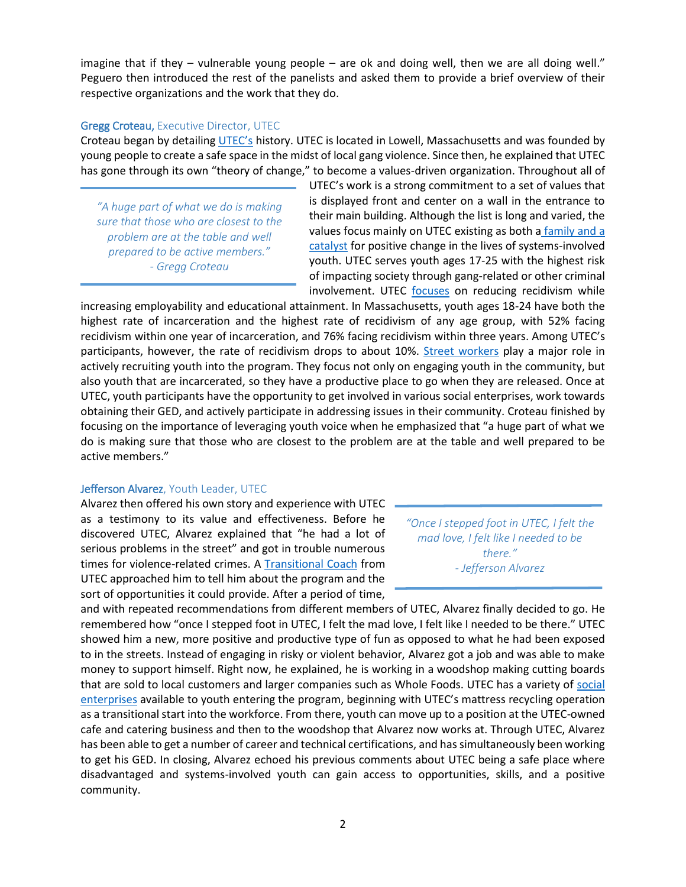imagine that if they – vulnerable young people – are ok and doing well, then we are all doing well." Peguero then introduced the rest of the panelists and asked them to provide a brief overview of their respective organizations and the work that they do.

### Gregg Croteau, Executive Director, UTEC

Croteau began by detailing UTEC's history. UTEC is located in Lowell, Massachusetts and was founded by young people to create a safe space in the midst of local gang violence. Since then, he explained that UTEC has gone through its own "theory of change," to become a values-driven organization. Throughout all of UTEC's work is a strong commitment to a set of values that is displayed front and center on a wall in the entrance to their main building. Although the list is long and varied, the values focus mainly on UTEC existing as both a family and a catalyst for positive change in the lives of systems-involved youth. UTEC serves youth ages 17-25 with the highest risk of impacting society through gang-related or other criminal involvement. UTEC focuses on reducing recidivism while increasing employability and educational attainment. In Massachusetts, youth ages 18-24 have both the highest rate of incarceration and the highest rate of recidivism of any age group, with 52% facing recidivism within one year of incarceration, and 76% facing recidivism within three years. Among UTEC's participants, however, the rate of recidivism drops to about 10%. Street workers play a major role in actively recruiting youth into the program. They focus not only on engaging youth in the community, but also youth that are incarcerated, so they have a productive place to go when they are released. Once at UTEC, youth participants have the opportunity to get involved in various social enterprises, work towards obtaining their GED, and actively participate in addressing issues in their community. Croteau finished by focusing on the importance of leveraging youth voice when he emphasized that "a huge part of what we do is making sure that those who are closest to the problem are at the table and well prepared to be active members."

> *"A huge part of what we do is making sure that those who are closest to the problem are at the table and well prepared to be active members."*
> *- Gregg Croteau*

### Jefferson Alvarez, Youth Leader, UTEC

Alvarez then offered his own story and experience with UTEC as a testimony to its value and effectiveness. Before he discovered UTEC, Alvarez explained that "he had a lot of serious problems in the street" and got in trouble numerous times for violence-related crimes. A Transitional Coach from UTEC approached him to tell him about the program and the sort of opportunities it could provide. After a period of time, and with repeated recommendations from different members of UTEC, Alvarez finally decided to go. He remembered how "once I stepped foot in UTEC, I felt the mad love, I felt like I needed to be there." UTEC showed him a new, more positive and productive type of fun as opposed to what he had been exposed to in the streets. Instead of engaging in risky or violent behavior, Alvarez got a job and was able to make money to support himself. Right now, he explained, he is working in a woodshop making cutting boards that are sold to local customers and larger companies such as Whole Foods. UTEC has a variety of social enterprises available to youth entering the program, beginning with UTEC's mattress recycling operation as a transitional start into the workforce. From there, youth can move up to a position at the UTEC-owned cafe and catering business and then to the woodshop that Alvarez now works at. Through UTEC, Alvarez has been able to get a number of career and technical certifications, and has simultaneously been working to get his GED. In closing, Alvarez echoed his previous comments about UTEC being a safe place where disadvantaged and systems-involved youth can gain access to opportunities, skills, and a positive community.

> *"Once I stepped foot in UTEC, I felt the mad love, I felt like I needed to be there."*
> *- Jefferson Alvarez*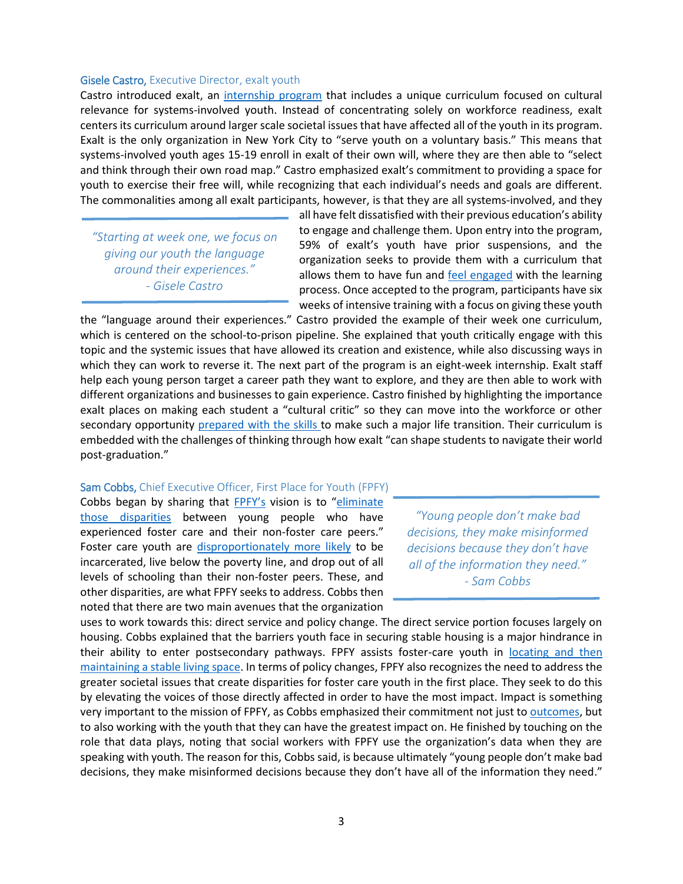**Gisele Castro,** Executive Director, exalt youth

Castro introduced exalt, an internship program that includes a unique curriculum focused on cultural relevance for systems-involved youth. Instead of concentrating solely on workforce readiness, exalt centers its curriculum around larger scale societal issues that have affected all of the youth in its program. Exalt is the only organization in New York City to "serve youth on a voluntary basis." This means that systems-involved youth ages 15-19 enroll in exalt of their own will, where they are then able to "select and think through their own road map." Castro emphasized exalt's commitment to providing a space for youth to exercise their free will, while recognizing that each individual's needs and goals are different. The commonalities among all exalt participants, however, is that they are all systems-involved, and they all have felt dissatisfied with their previous education's ability to engage and challenge them. Upon entry into the program, 59% of exalt's youth have prior suspensions, and the organization seeks to provide them with a curriculum that allows them to have fun and feel engaged with the learning process. Once accepted to the program, participants have six weeks of intensive training with a focus on giving these youth the "language around their experiences." Castro provided the example of their week one curriculum, which is centered on the school-to-prison pipeline. She explained that youth critically engage with this topic and the systemic issues that have allowed its creation and existence, while also discussing ways in which they can work to reverse it. The next part of the program is an eight-week internship. Exalt staff help each young person target a career path they want to explore, and they are then able to work with different organizations and businesses to gain experience. Castro finished by highlighting the importance exalt places on making each student a "cultural critic" so they can move into the workforce or other secondary opportunity prepared with the skills to make such a major life transition. Their curriculum is embedded with the challenges of thinking through how exalt "can shape students to navigate their world post-graduation."

> *"Starting at week one, we focus on giving our youth the language around their experiences."*
> *- Gisele Castro*

**Sam Cobbs,** Chief Executive Officer, First Place for Youth (FPFY)

Cobbs began by sharing that FPFY's vision is to "eliminate those disparities between young people who have experienced foster care and their non-foster care peers." Foster care youth are disproportionately more likely to be incarcerated, live below the poverty line, and drop out of all levels of schooling than their non-foster peers. These, and other disparities, are what FPFY seeks to address. Cobbs then noted that there are two main avenues that the organization uses to work towards this: direct service and policy change. The direct service portion focuses largely on housing. Cobbs explained that the barriers youth face in securing stable housing is a major hindrance in their ability to enter postsecondary pathways. FPFY assists foster-care youth in locating and then maintaining a stable living space. In terms of policy changes, FPFY also recognizes the need to address the greater societal issues that create disparities for foster care youth in the first place. They seek to do this by elevating the voices of those directly affected in order to have the most impact. Impact is something very important to the mission of FPFY, as Cobbs emphasized their commitment not just to outcomes, but to also working with the youth that they can have the greatest impact on. He finished by touching on the role that data plays, noting that social workers with FPFY use the organization's data when they are speaking with youth. The reason for this, Cobbs said, is because ultimately "young people don't make bad decisions, they make misinformed decisions because they don't have all of the information they need."

> *"Young people don't make bad decisions, they make misinformed decisions because they don't have all of the information they need."*
> *- Sam Cobbs*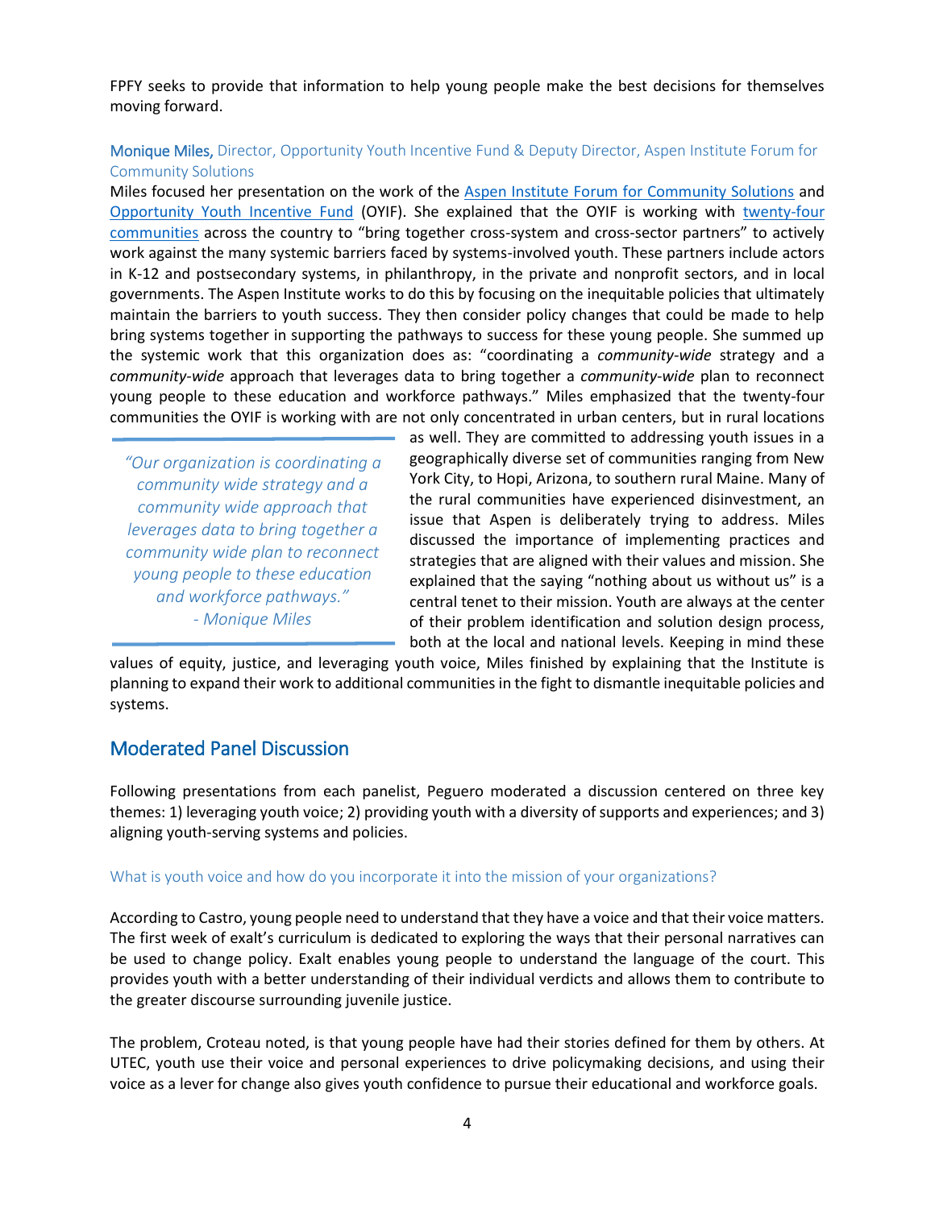FPFY seeks to provide that information to help young people make the best decisions for themselves moving forward.

**Monique Miles,** Director, Opportunity Youth Incentive Fund & Deputy Director, Aspen Institute Forum for Community Solutions

Miles focused her presentation on the work of the [Aspen Institute Forum for Community Solutions]() and [Opportunity Youth Incentive Fund]() (OYIF). She explained that the OYIF is working with [twenty-four communities]() across the country to "bring together cross-system and cross-sector partners" to actively work against the many systemic barriers faced by systems-involved youth. These partners include actors in K-12 and postsecondary systems, in philanthropy, in the private and nonprofit sectors, and in local governments. The Aspen Institute works to do this by focusing on the inequitable policies that ultimately maintain the barriers to youth success. They then consider policy changes that could be made to help bring systems together in supporting the pathways to success for these young people. She summed up the systemic work that this organization does as: "coordinating a *community-wide* strategy and a *community-wide* approach that leverages data to bring together a *community-wide* plan to reconnect young people to these education and workforce pathways." Miles emphasized that the twenty-four communities the OYIF is working with are not only concentrated in urban centers, but in rural locations as well. They are committed to addressing youth issues in a geographically diverse set of communities ranging from New York City, to Hopi, Arizona, to southern rural Maine. Many of the rural communities have experienced disinvestment, an issue that Aspen is deliberately trying to address. Miles discussed the importance of implementing practices and strategies that are aligned with their values and mission. She explained that the saying "nothing about us without us" is a central tenet to their mission. Youth are always at the center of their problem identification and solution design process, both at the local and national levels. Keeping in mind these values of equity, justice, and leveraging youth voice, Miles finished by explaining that the Institute is planning to expand their work to additional communities in the fight to dismantle inequitable policies and systems.

> *"Our organization is coordinating a community wide strategy and a community wide approach that leverages data to bring together a community wide plan to reconnect young people to these education and workforce pathways."*
> *- Monique Miles*

## Moderated Panel Discussion

Following presentations from each panelist, Peguero moderated a discussion centered on three key themes: 1) leveraging youth voice; 2) providing youth with a diversity of supports and experiences; and 3) aligning youth-serving systems and policies.

### What is youth voice and how do you incorporate it into the mission of your organizations?

According to Castro, young people need to understand that they have a voice and that their voice matters. The first week of exalt's curriculum is dedicated to exploring the ways that their personal narratives can be used to change policy. Exalt enables young people to understand the language of the court. This provides youth with a better understanding of their individual verdicts and allows them to contribute to the greater discourse surrounding juvenile justice.

The problem, Croteau noted, is that young people have had their stories defined for them by others. At UTEC, youth use their voice and personal experiences to drive policymaking decisions, and using their voice as a lever for change also gives youth confidence to pursue their educational and workforce goals.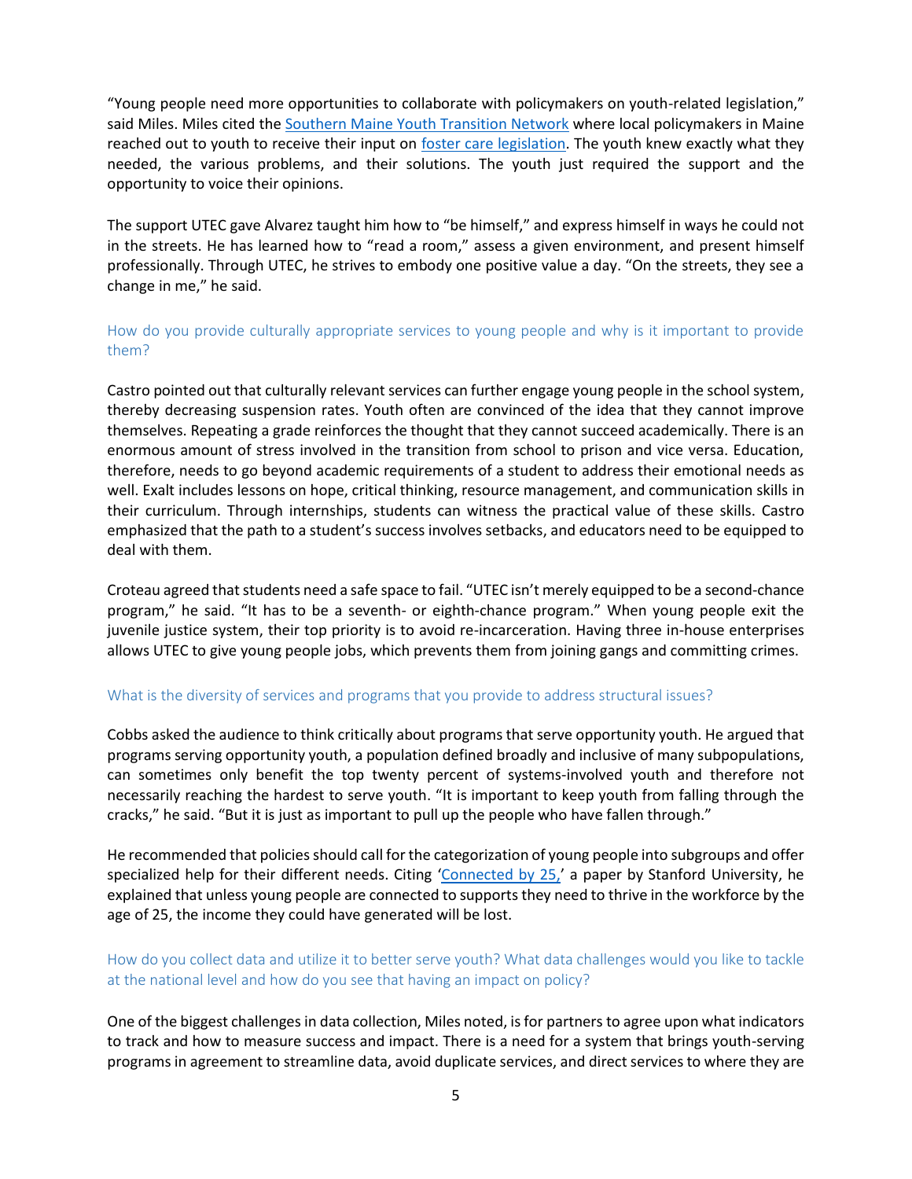"Young people need more opportunities to collaborate with policymakers on youth-related legislation," said Miles. Miles cited the Southern Maine Youth Transition Network where local policymakers in Maine reached out to youth to receive their input on foster care legislation. The youth knew exactly what they needed, the various problems, and their solutions. The youth just required the support and the opportunity to voice their opinions.

The support UTEC gave Alvarez taught him how to "be himself," and express himself in ways he could not in the streets. He has learned how to "read a room," assess a given environment, and present himself professionally. Through UTEC, he strives to embody one positive value a day. "On the streets, they see a change in me," he said.

### How do you provide culturally appropriate services to young people and why is it important to provide them?

Castro pointed out that culturally relevant services can further engage young people in the school system, thereby decreasing suspension rates. Youth often are convinced of the idea that they cannot improve themselves. Repeating a grade reinforces the thought that they cannot succeed academically. There is an enormous amount of stress involved in the transition from school to prison and vice versa. Education, therefore, needs to go beyond academic requirements of a student to address their emotional needs as well. Exalt includes lessons on hope, critical thinking, resource management, and communication skills in their curriculum. Through internships, students can witness the practical value of these skills. Castro emphasized that the path to a student's success involves setbacks, and educators need to be equipped to deal with them.

Croteau agreed that students need a safe space to fail. "UTEC isn't merely equipped to be a second-chance program," he said. "It has to be a seventh- or eighth-chance program." When young people exit the juvenile justice system, their top priority is to avoid re-incarceration. Having three in-house enterprises allows UTEC to give young people jobs, which prevents them from joining gangs and committing crimes.

### What is the diversity of services and programs that you provide to address structural issues?

Cobbs asked the audience to think critically about programs that serve opportunity youth. He argued that programs serving opportunity youth, a population defined broadly and inclusive of many subpopulations, can sometimes only benefit the top twenty percent of systems-involved youth and therefore not necessarily reaching the hardest to serve youth. "It is important to keep youth from falling through the cracks," he said. "But it is just as important to pull up the people who have fallen through."

He recommended that policies should call for the categorization of young people into subgroups and offer specialized help for their different needs. Citing 'Connected by 25,' a paper by Stanford University, he explained that unless young people are connected to supports they need to thrive in the workforce by the age of 25, the income they could have generated will be lost.

### How do you collect data and utilize it to better serve youth? What data challenges would you like to tackle at the national level and how do you see that having an impact on policy?

One of the biggest challenges in data collection, Miles noted, is for partners to agree upon what indicators to track and how to measure success and impact. There is a need for a system that brings youth-serving programs in agreement to streamline data, avoid duplicate services, and direct services to where they are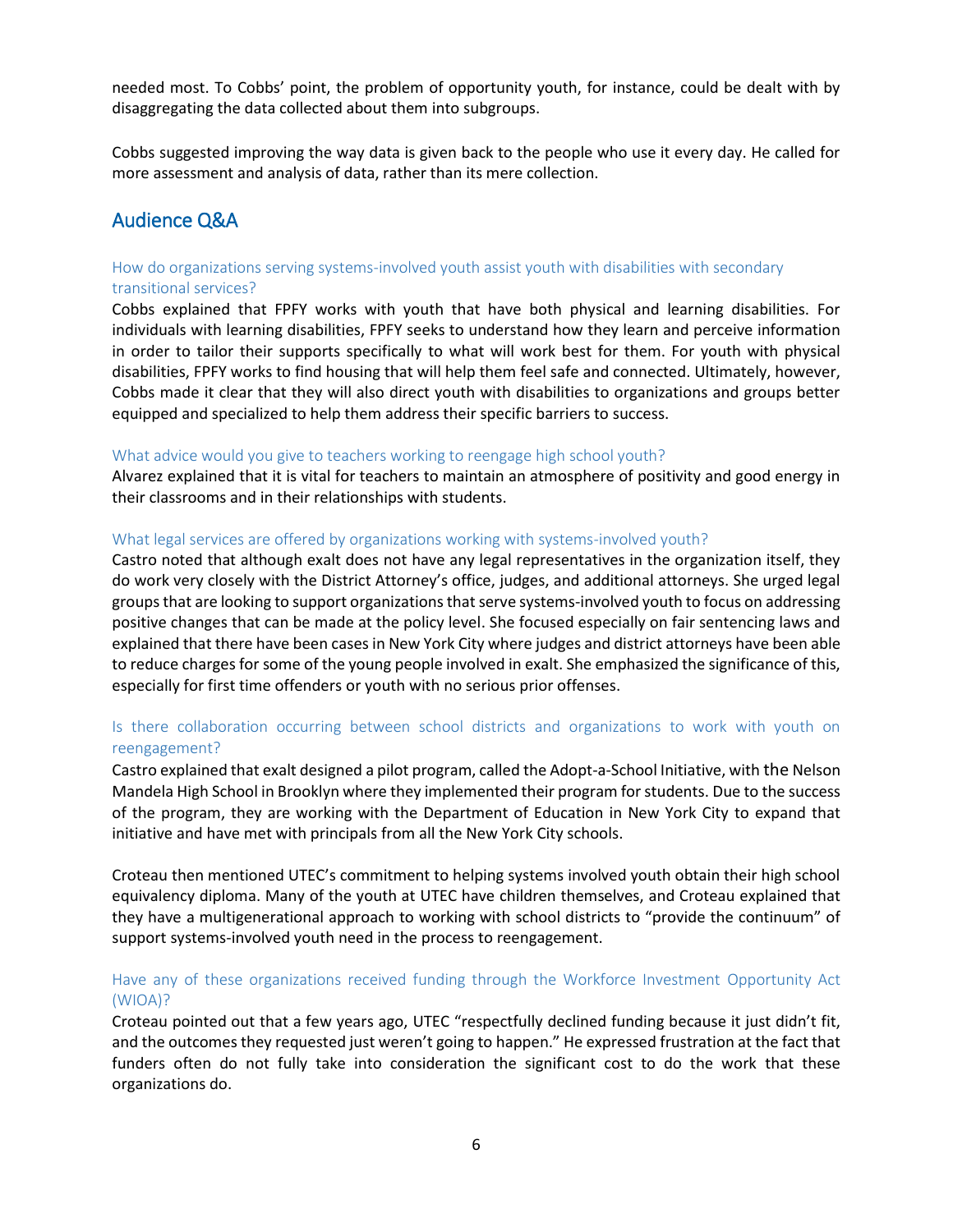needed most. To Cobbs' point, the problem of opportunity youth, for instance, could be dealt with by disaggregating the data collected about them into subgroups.

Cobbs suggested improving the way data is given back to the people who use it every day. He called for more assessment and analysis of data, rather than its mere collection.

## Audience Q&A

### How do organizations serving systems-involved youth assist youth with disabilities with secondary transitional services?

Cobbs explained that FPFY works with youth that have both physical and learning disabilities. For individuals with learning disabilities, FPFY seeks to understand how they learn and perceive information in order to tailor their supports specifically to what will work best for them. For youth with physical disabilities, FPFY works to find housing that will help them feel safe and connected. Ultimately, however, Cobbs made it clear that they will also direct youth with disabilities to organizations and groups better equipped and specialized to help them address their specific barriers to success.

### What advice would you give to teachers working to reengage high school youth?

Alvarez explained that it is vital for teachers to maintain an atmosphere of positivity and good energy in their classrooms and in their relationships with students.

### What legal services are offered by organizations working with systems-involved youth?

Castro noted that although exalt does not have any legal representatives in the organization itself, they do work very closely with the District Attorney's office, judges, and additional attorneys. She urged legal groups that are looking to support organizations that serve systems-involved youth to focus on addressing positive changes that can be made at the policy level. She focused especially on fair sentencing laws and explained that there have been cases in New York City where judges and district attorneys have been able to reduce charges for some of the young people involved in exalt. She emphasized the significance of this, especially for first time offenders or youth with no serious prior offenses.

### Is there collaboration occurring between school districts and organizations to work with youth on reengagement?

Castro explained that exalt designed a pilot program, called the Adopt-a-School Initiative, with the Nelson Mandela High School in Brooklyn where they implemented their program for students. Due to the success of the program, they are working with the Department of Education in New York City to expand that initiative and have met with principals from all the New York City schools.

Croteau then mentioned UTEC's commitment to helping systems involved youth obtain their high school equivalency diploma. Many of the youth at UTEC have children themselves, and Croteau explained that they have a multigenerational approach to working with school districts to "provide the continuum" of support systems-involved youth need in the process to reengagement.

### Have any of these organizations received funding through the Workforce Investment Opportunity Act (WIOA)?

Croteau pointed out that a few years ago, UTEC "respectfully declined funding because it just didn't fit, and the outcomes they requested just weren't going to happen." He expressed frustration at the fact that funders often do not fully take into consideration the significant cost to do the work that these organizations do.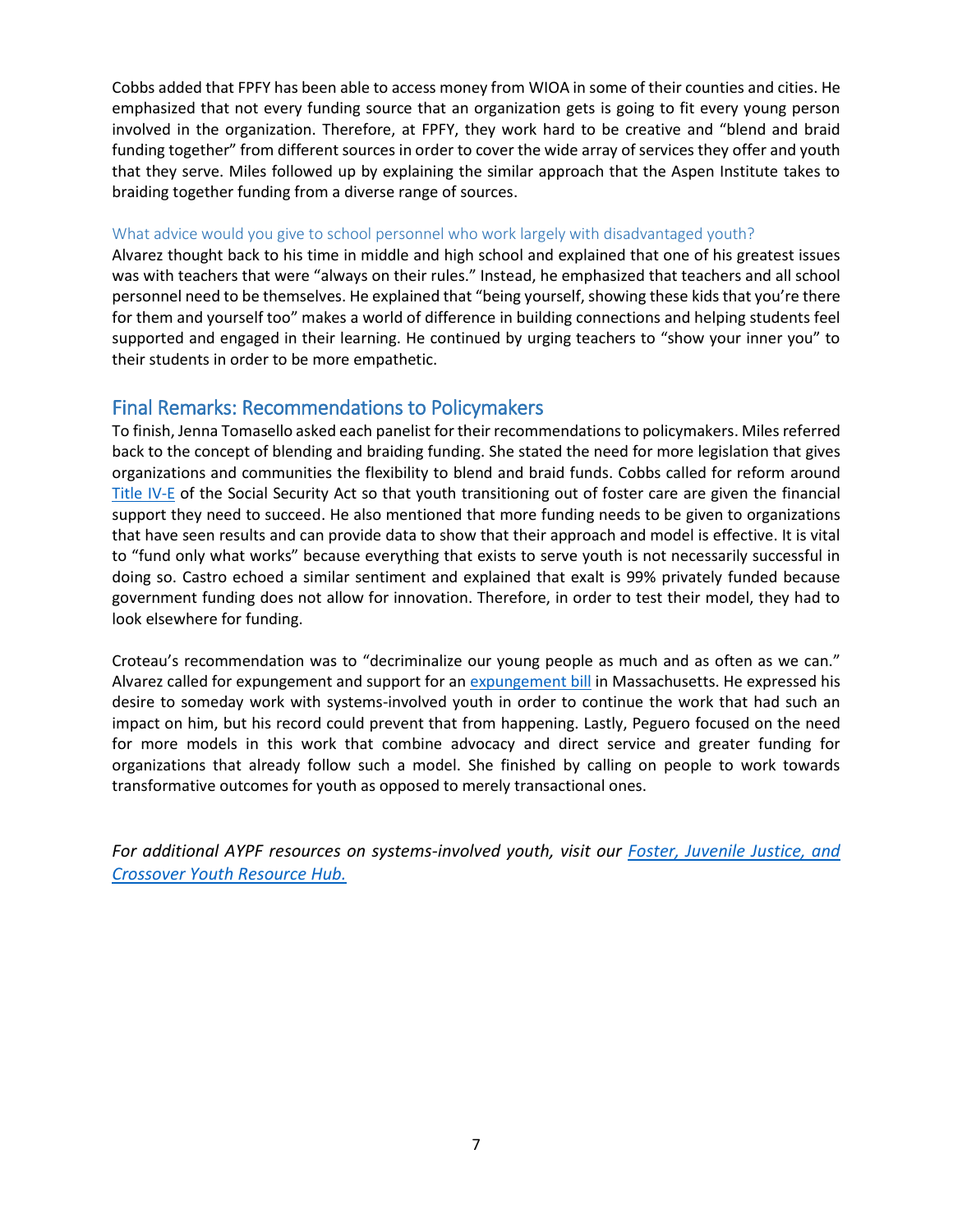Cobbs added that FPFY has been able to access money from WIOA in some of their counties and cities. He emphasized that not every funding source that an organization gets is going to fit every young person involved in the organization. Therefore, at FPFY, they work hard to be creative and "blend and braid funding together" from different sources in order to cover the wide array of services they offer and youth that they serve. Miles followed up by explaining the similar approach that the Aspen Institute takes to braiding together funding from a diverse range of sources.

### What advice would you give to school personnel who work largely with disadvantaged youth?

Alvarez thought back to his time in middle and high school and explained that one of his greatest issues was with teachers that were "always on their rules." Instead, he emphasized that teachers and all school personnel need to be themselves. He explained that "being yourself, showing these kids that you're there for them and yourself too" makes a world of difference in building connections and helping students feel supported and engaged in their learning. He continued by urging teachers to "show your inner you" to their students in order to be more empathetic.

## Final Remarks: Recommendations to Policymakers

To finish, Jenna Tomasello asked each panelist for their recommendations to policymakers. Miles referred back to the concept of blending and braiding funding. She stated the need for more legislation that gives organizations and communities the flexibility to blend and braid funds. Cobbs called for reform around Title IV-E of the Social Security Act so that youth transitioning out of foster care are given the financial support they need to succeed. He also mentioned that more funding needs to be given to organizations that have seen results and can provide data to show that their approach and model is effective. It is vital to "fund only what works" because everything that exists to serve youth is not necessarily successful in doing so. Castro echoed a similar sentiment and explained that exalt is 99% privately funded because government funding does not allow for innovation. Therefore, in order to test their model, they had to look elsewhere for funding.

Croteau's recommendation was to "decriminalize our young people as much and as often as we can." Alvarez called for expungement and support for an expungement bill in Massachusetts. He expressed his desire to someday work with systems-involved youth in order to continue the work that had such an impact on him, but his record could prevent that from happening. Lastly, Peguero focused on the need for more models in this work that combine advocacy and direct service and greater funding for organizations that already follow such a model. She finished by calling on people to work towards transformative outcomes for youth as opposed to merely transactional ones.

*For additional AYPF resources on systems-involved youth, visit our Foster, Juvenile Justice, and Crossover Youth Resource Hub.*